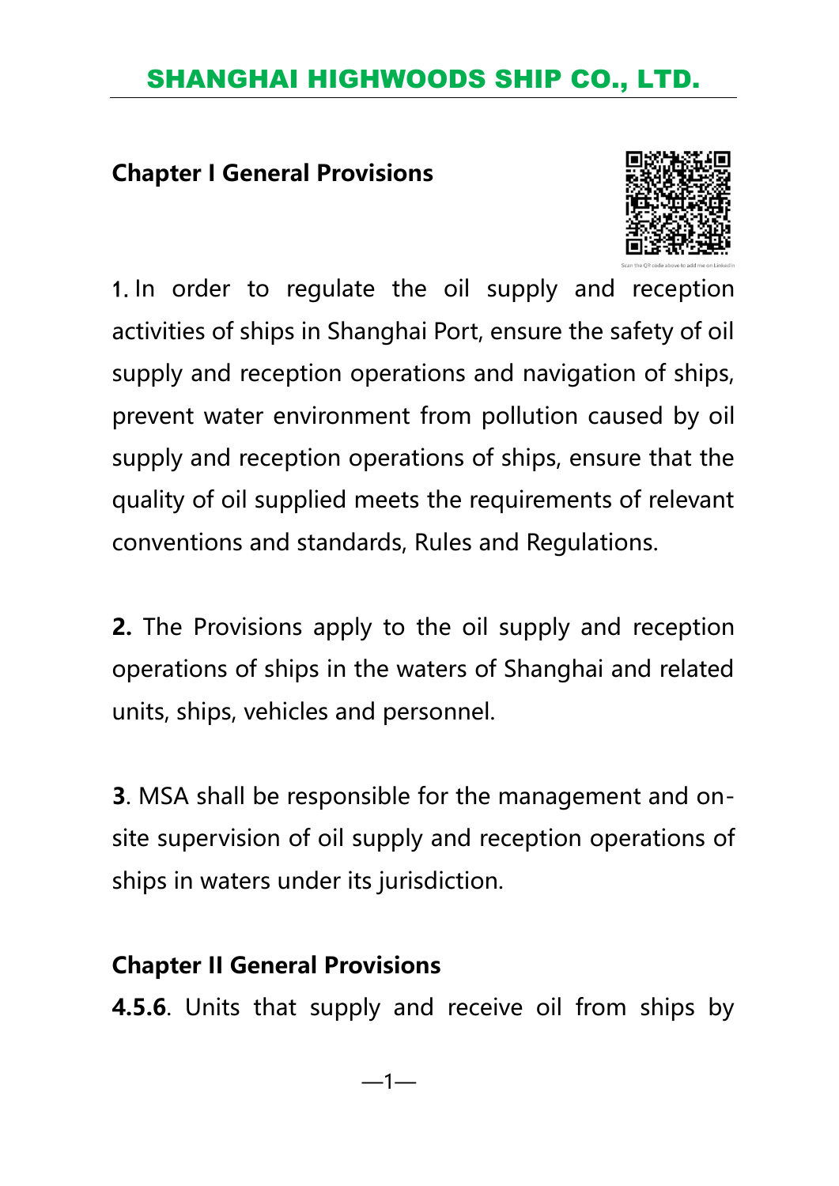## Chapter I General Provisions

1. In order to regulate the oil supply and reception activities of ships in Shanghai Port, ensure the safety of oil supply and reception operations and navigation of ships, prevent water environment from pollution caused by oil supply and reception operations of ships, ensure that the quality of oil supplied meets the requirements of relevant conventions and standards, Rules and Regulations.

**2.** The Provisions apply to the oil supply and reception operations of ships in the waters of Shanghai and related units, ships, vehicles and personnel.

**3**. MSA shall be responsible for the management and on-site supervision of oil supply and reception operations of ships in waters under its jurisdiction.

## Chapter II General Provisions

**4.5.6**. Units that supply and receive oil from ships by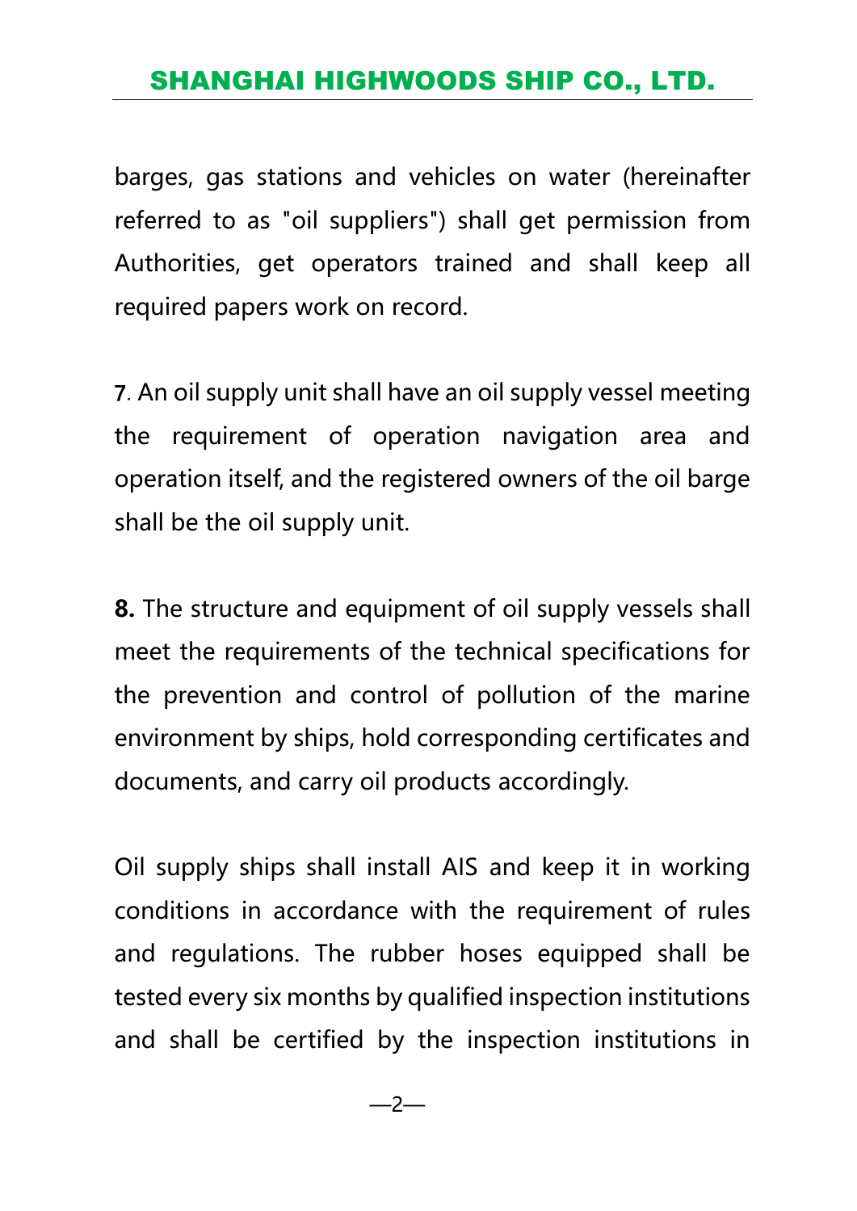barges, gas stations and vehicles on water (hereinafter referred to as "oil suppliers") shall get permission from Authorities, get operators trained and shall keep all required papers work on record.

**7**. An oil supply unit shall have an oil supply vessel meeting the requirement of operation navigation area and operation itself, and the registered owners of the oil barge shall be the oil supply unit.

**8.** The structure and equipment of oil supply vessels shall meet the requirements of the technical specifications for the prevention and control of pollution of the marine environment by ships, hold corresponding certificates and documents, and carry oil products accordingly.

Oil supply ships shall install AIS and keep it in working conditions in accordance with the requirement of rules and regulations. The rubber hoses equipped shall be tested every six months by qualified inspection institutions and shall be certified by the inspection institutions in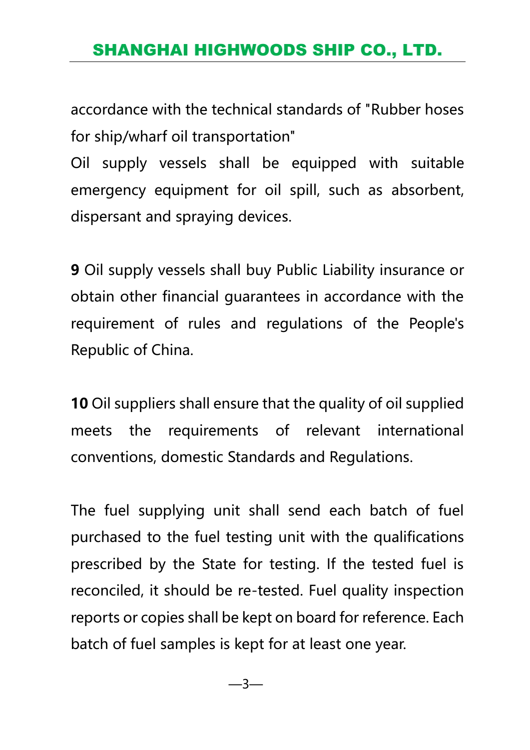accordance with the technical standards of "Rubber hoses for ship/wharf oil transportation"

Oil supply vessels shall be equipped with suitable emergency equipment for oil spill, such as absorbent, dispersant and spraying devices.

**9** Oil supply vessels shall buy Public Liability insurance or obtain other financial guarantees in accordance with the requirement of rules and regulations of the People's Republic of China.

**10** Oil suppliers shall ensure that the quality of oil supplied meets the requirements of relevant international conventions, domestic Standards and Regulations.

The fuel supplying unit shall send each batch of fuel purchased to the fuel testing unit with the qualifications prescribed by the State for testing. If the tested fuel is reconciled, it should be re-tested. Fuel quality inspection reports or copies shall be kept on board for reference. Each batch of fuel samples is kept for at least one year.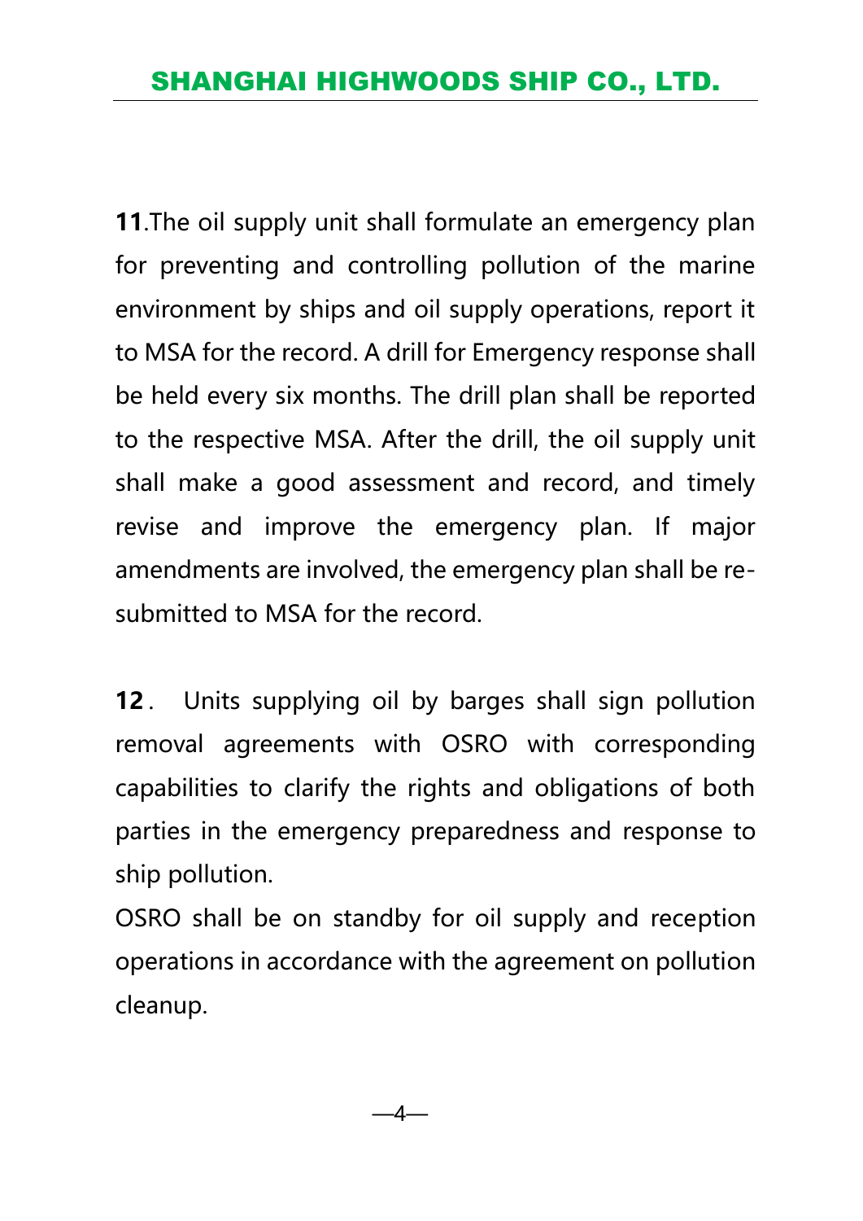**11**.The oil supply unit shall formulate an emergency plan for preventing and controlling pollution of the marine environment by ships and oil supply operations, report it to MSA for the record. A drill for Emergency response shall be held every six months. The drill plan shall be reported to the respective MSA. After the drill, the oil supply unit shall make a good assessment and record, and timely revise and improve the emergency plan. If major amendments are involved, the emergency plan shall be re-submitted to MSA for the record.

**12**． Units supplying oil by barges shall sign pollution removal agreements with OSRO with corresponding capabilities to clarify the rights and obligations of both parties in the emergency preparedness and response to ship pollution.

OSRO shall be on standby for oil supply and reception operations in accordance with the agreement on pollution cleanup.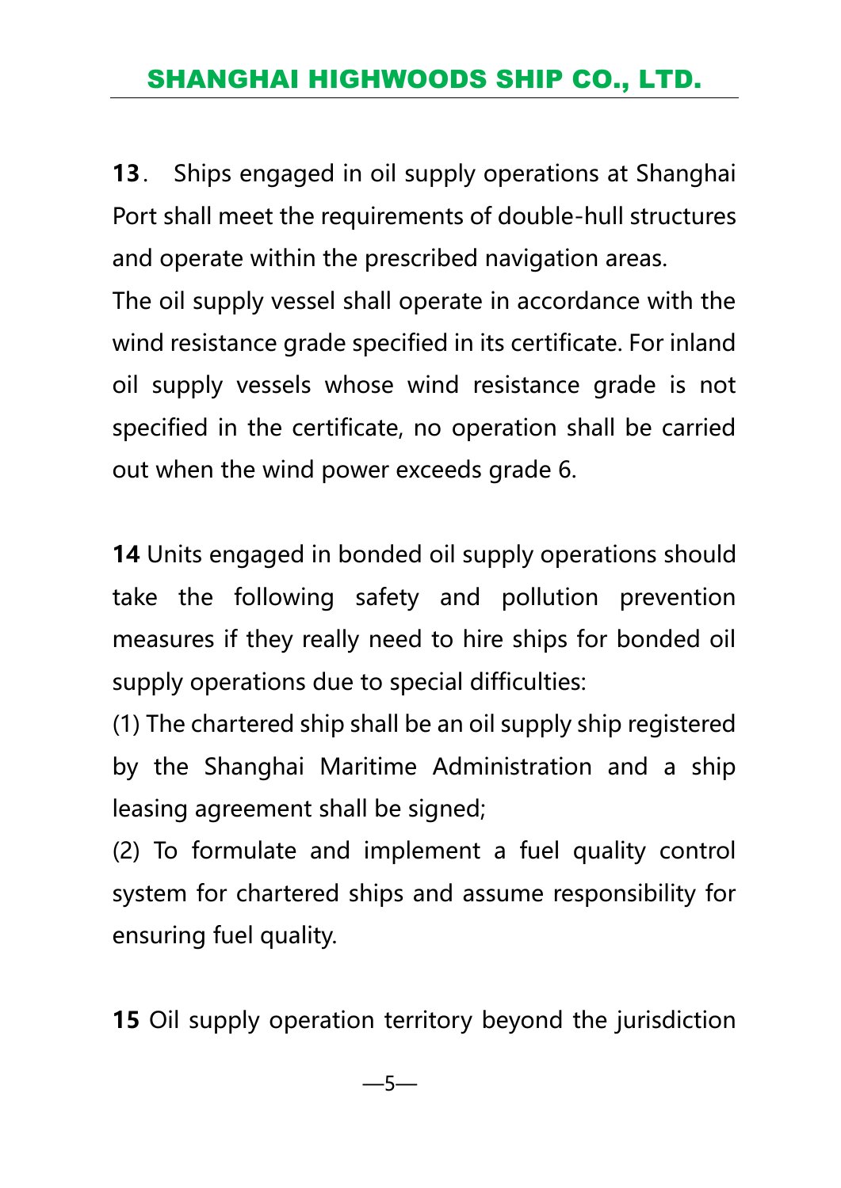**13**． Ships engaged in oil supply operations at Shanghai Port shall meet the requirements of double-hull structures and operate within the prescribed navigation areas.

The oil supply vessel shall operate in accordance with the wind resistance grade specified in its certificate. For inland oil supply vessels whose wind resistance grade is not specified in the certificate, no operation shall be carried out when the wind power exceeds grade 6.

**14** Units engaged in bonded oil supply operations should take the following safety and pollution prevention measures if they really need to hire ships for bonded oil supply operations due to special difficulties:

(1) The chartered ship shall be an oil supply ship registered by the Shanghai Maritime Administration and a ship leasing agreement shall be signed;

(2) To formulate and implement a fuel quality control system for chartered ships and assume responsibility for ensuring fuel quality.

**15** Oil supply operation territory beyond the jurisdiction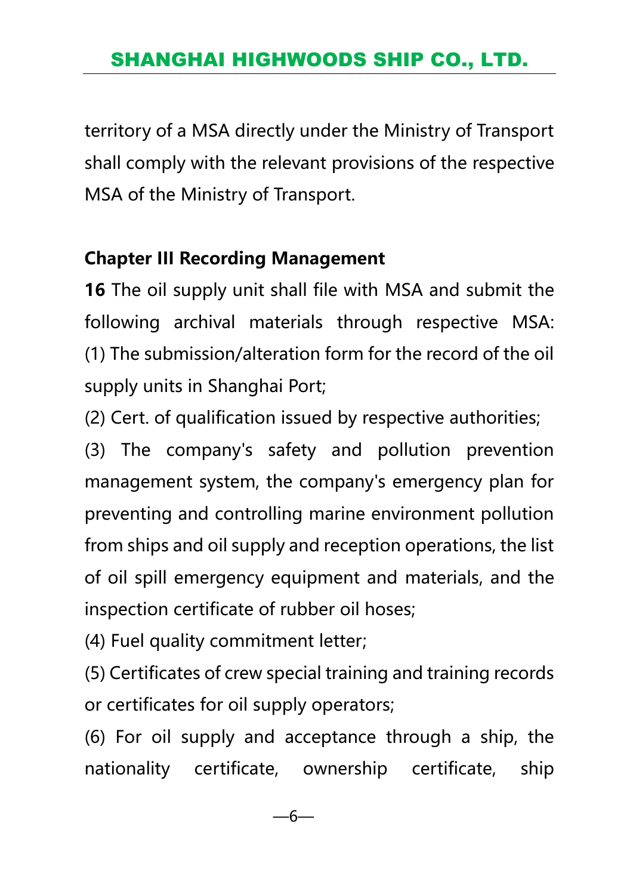territory of a MSA directly under the Ministry of Transport shall comply with the relevant provisions of the respective MSA of the Ministry of Transport.

**Chapter III Recording Management**

**16** The oil supply unit shall file with MSA and submit the following archival materials through respective MSA:
(1) The submission/alteration form for the record of the oil supply units in Shanghai Port;
(2) Cert. of qualification issued by respective authorities;
(3) The company's safety and pollution prevention management system, the company's emergency plan for preventing and controlling marine environment pollution from ships and oil supply and reception operations, the list of oil spill emergency equipment and materials, and the inspection certificate of rubber oil hoses;
(4) Fuel quality commitment letter;
(5) Certificates of crew special training and training records or certificates for oil supply operators;
(6) For oil supply and acceptance through a ship, the nationality certificate, ownership certificate, ship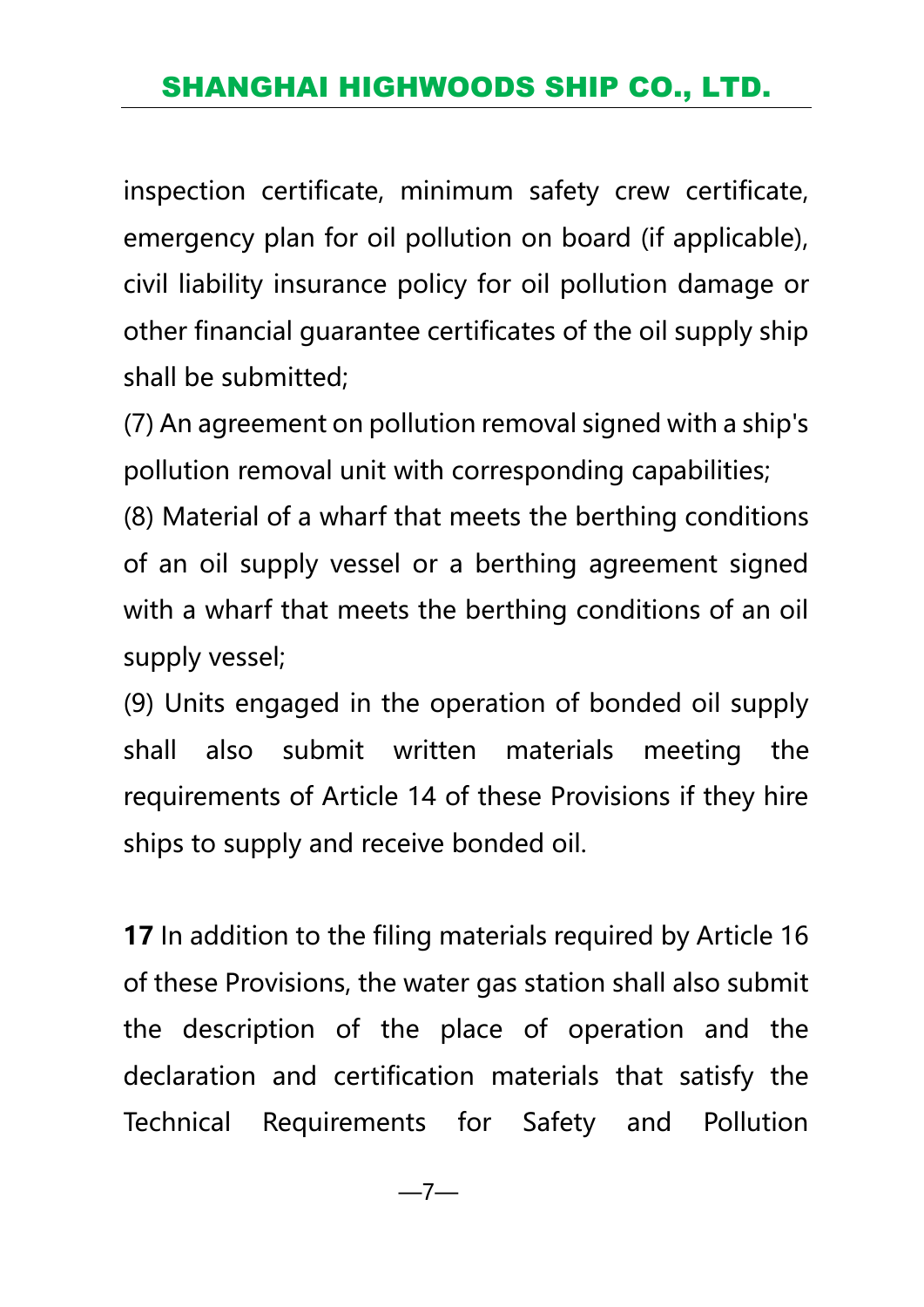inspection certificate, minimum safety crew certificate, emergency plan for oil pollution on board (if applicable), civil liability insurance policy for oil pollution damage or other financial guarantee certificates of the oil supply ship shall be submitted;

(7) An agreement on pollution removal signed with a ship's pollution removal unit with corresponding capabilities;

(8) Material of a wharf that meets the berthing conditions of an oil supply vessel or a berthing agreement signed with a wharf that meets the berthing conditions of an oil supply vessel;

(9) Units engaged in the operation of bonded oil supply shall also submit written materials meeting the requirements of Article 14 of these Provisions if they hire ships to supply and receive bonded oil.

**17** In addition to the filing materials required by Article 16 of these Provisions, the water gas station shall also submit the description of the place of operation and the declaration and certification materials that satisfy the Technical Requirements for Safety and Pollution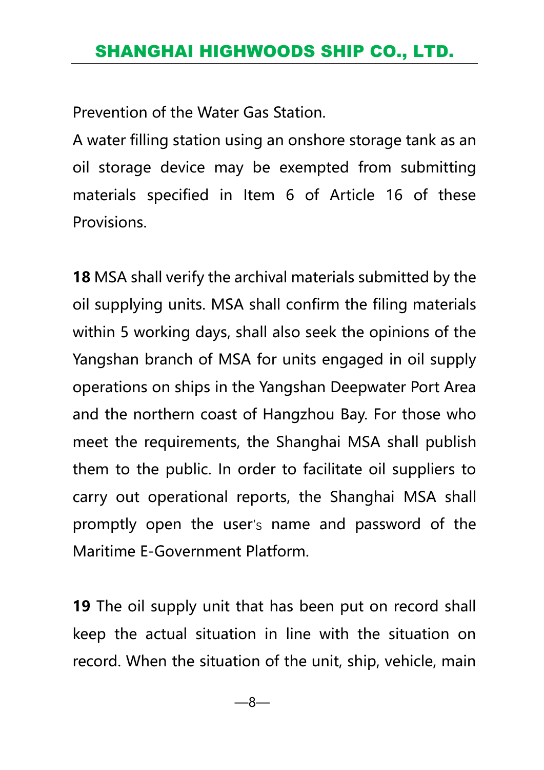Prevention of the Water Gas Station.

A water filling station using an onshore storage tank as an oil storage device may be exempted from submitting materials specified in Item 6 of Article 16 of these Provisions.

**18** MSA shall verify the archival materials submitted by the oil supplying units. MSA shall confirm the filing materials within 5 working days, shall also seek the opinions of the Yangshan branch of MSA for units engaged in oil supply operations on ships in the Yangshan Deepwater Port Area and the northern coast of Hangzhou Bay. For those who meet the requirements, the Shanghai MSA shall publish them to the public. In order to facilitate oil suppliers to carry out operational reports, the Shanghai MSA shall promptly open the user's name and password of the Maritime E-Government Platform.

**19** The oil supply unit that has been put on record shall keep the actual situation in line with the situation on record. When the situation of the unit, ship, vehicle, main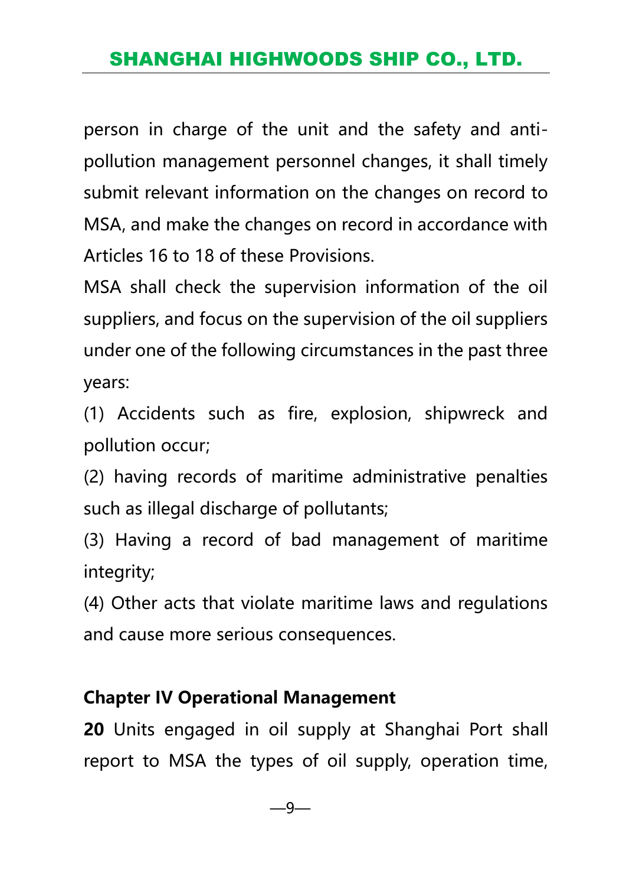person in charge of the unit and the safety and anti-pollution management personnel changes, it shall timely submit relevant information on the changes on record to MSA, and make the changes on record in accordance with Articles 16 to 18 of these Provisions.

MSA shall check the supervision information of the oil suppliers, and focus on the supervision of the oil suppliers under one of the following circumstances in the past three years:

(1) Accidents such as fire, explosion, shipwreck and pollution occur;

(2) having records of maritime administrative penalties such as illegal discharge of pollutants;

(3) Having a record of bad management of maritime integrity;

(4) Other acts that violate maritime laws and regulations and cause more serious consequences.

## Chapter IV Operational Management

**20** Units engaged in oil supply at Shanghai Port shall report to MSA the types of oil supply, operation time,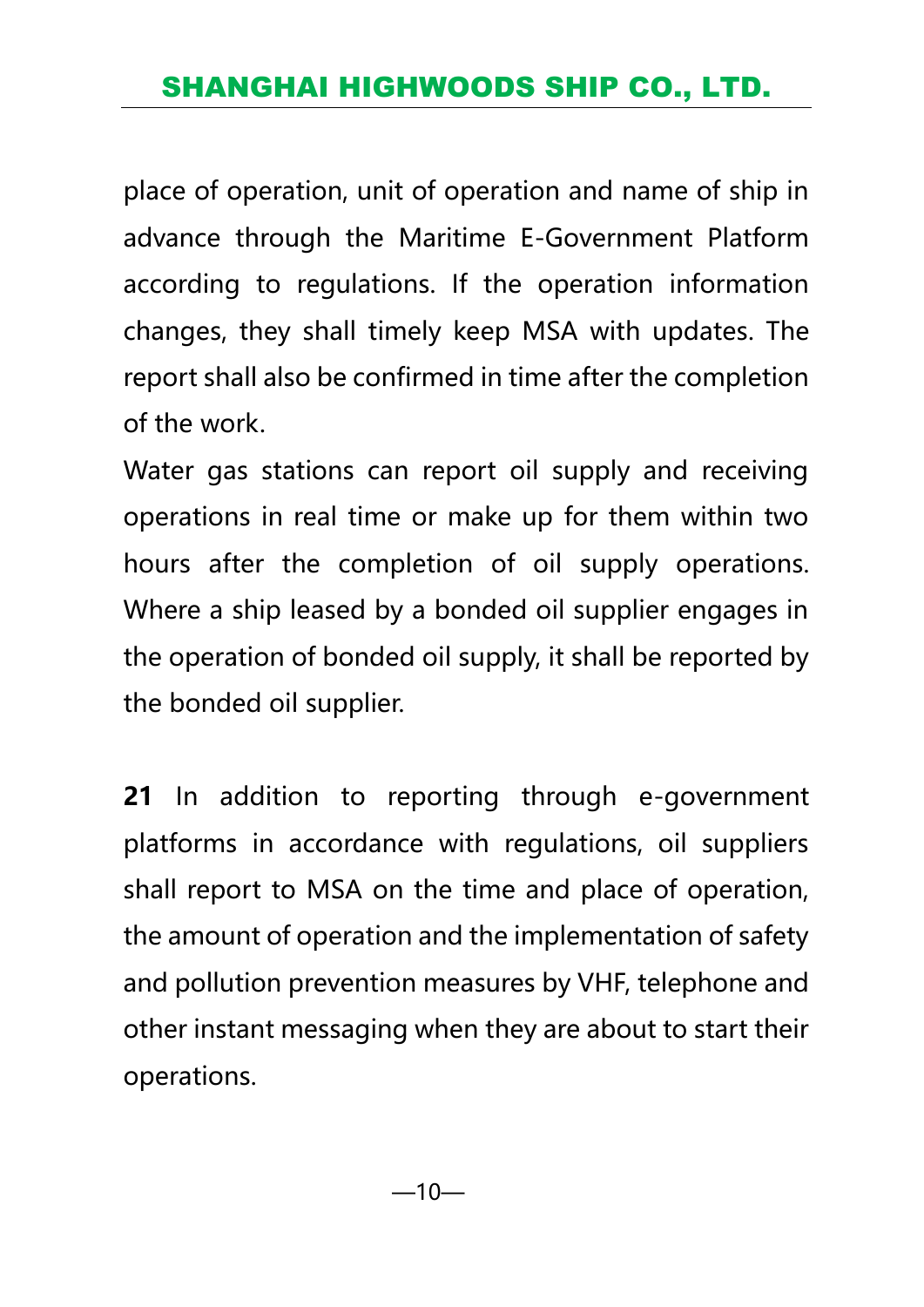place of operation, unit of operation and name of ship in advance through the Maritime E-Government Platform according to regulations. If the operation information changes, they shall timely keep MSA with updates. The report shall also be confirmed in time after the completion of the work.

Water gas stations can report oil supply and receiving operations in real time or make up for them within two hours after the completion of oil supply operations. Where a ship leased by a bonded oil supplier engages in the operation of bonded oil supply, it shall be reported by the bonded oil supplier.

**21** In addition to reporting through e-government platforms in accordance with regulations, oil suppliers shall report to MSA on the time and place of operation, the amount of operation and the implementation of safety and pollution prevention measures by VHF, telephone and other instant messaging when they are about to start their operations.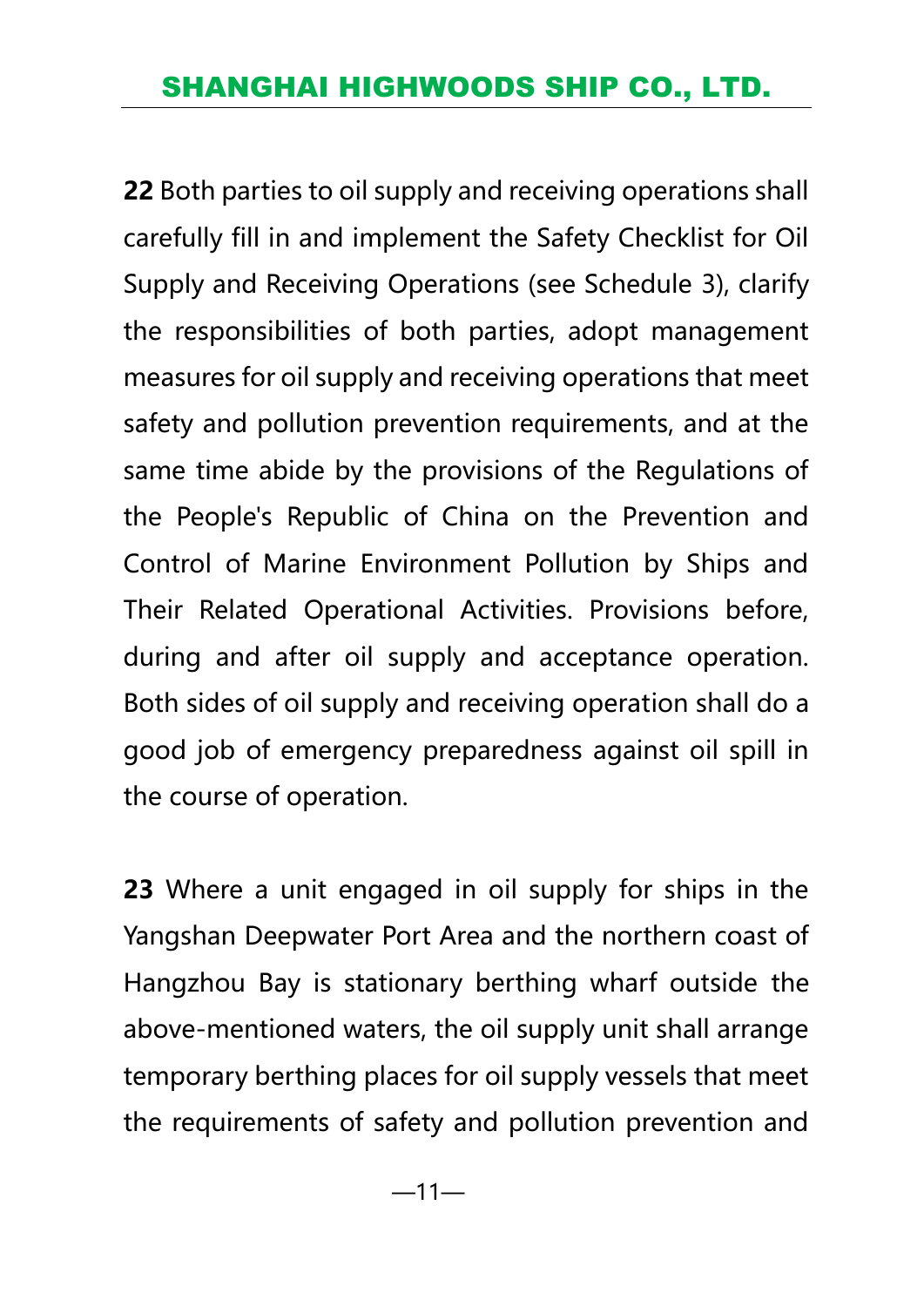**22** Both parties to oil supply and receiving operations shall carefully fill in and implement the Safety Checklist for Oil Supply and Receiving Operations (see Schedule 3), clarify the responsibilities of both parties, adopt management measures for oil supply and receiving operations that meet safety and pollution prevention requirements, and at the same time abide by the provisions of the Regulations of the People's Republic of China on the Prevention and Control of Marine Environment Pollution by Ships and Their Related Operational Activities. Provisions before, during and after oil supply and acceptance operation. Both sides of oil supply and receiving operation shall do a good job of emergency preparedness against oil spill in the course of operation.

**23** Where a unit engaged in oil supply for ships in the Yangshan Deepwater Port Area and the northern coast of Hangzhou Bay is stationary berthing wharf outside the above-mentioned waters, the oil supply unit shall arrange temporary berthing places for oil supply vessels that meet the requirements of safety and pollution prevention and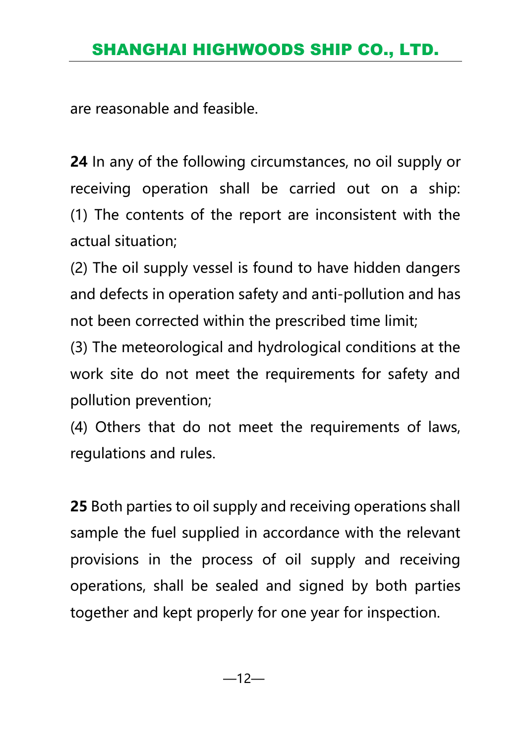are reasonable and feasible.

**24** In any of the following circumstances, no oil supply or receiving operation shall be carried out on a ship:
(1) The contents of the report are inconsistent with the actual situation;
(2) The oil supply vessel is found to have hidden dangers and defects in operation safety and anti-pollution and has not been corrected within the prescribed time limit;
(3) The meteorological and hydrological conditions at the work site do not meet the requirements for safety and pollution prevention;
(4) Others that do not meet the requirements of laws, regulations and rules.

**25** Both parties to oil supply and receiving operations shall sample the fuel supplied in accordance with the relevant provisions in the process of oil supply and receiving operations, shall be sealed and signed by both parties together and kept properly for one year for inspection.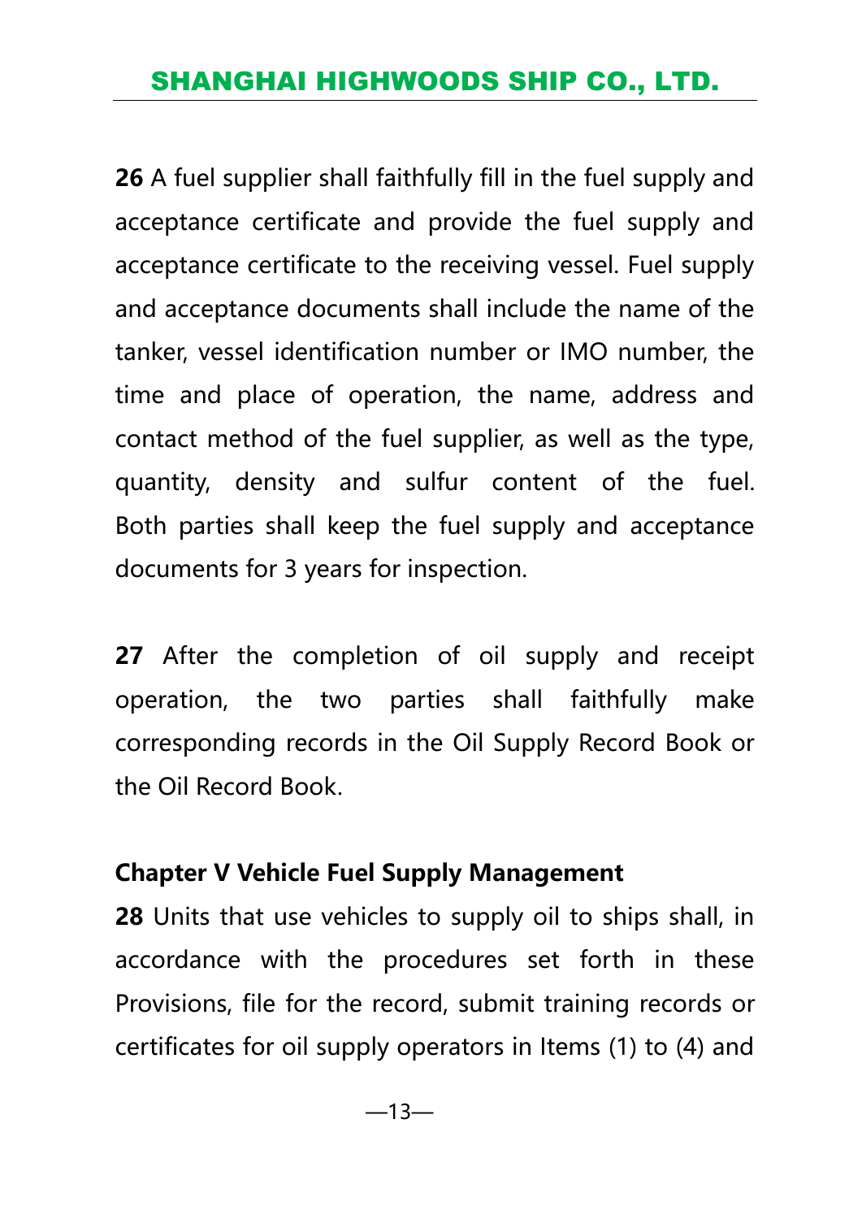**26** A fuel supplier shall faithfully fill in the fuel supply and acceptance certificate and provide the fuel supply and acceptance certificate to the receiving vessel. Fuel supply and acceptance documents shall include the name of the tanker, vessel identification number or IMO number, the time and place of operation, the name, address and contact method of the fuel supplier, as well as the type, quantity, density and sulfur content of the fuel. Both parties shall keep the fuel supply and acceptance documents for 3 years for inspection.

**27** After the completion of oil supply and receipt operation, the two parties shall faithfully make corresponding records in the Oil Supply Record Book or the Oil Record Book.

## Chapter V Vehicle Fuel Supply Management

**28** Units that use vehicles to supply oil to ships shall, in accordance with the procedures set forth in these Provisions, file for the record, submit training records or certificates for oil supply operators in Items (1) to (4) and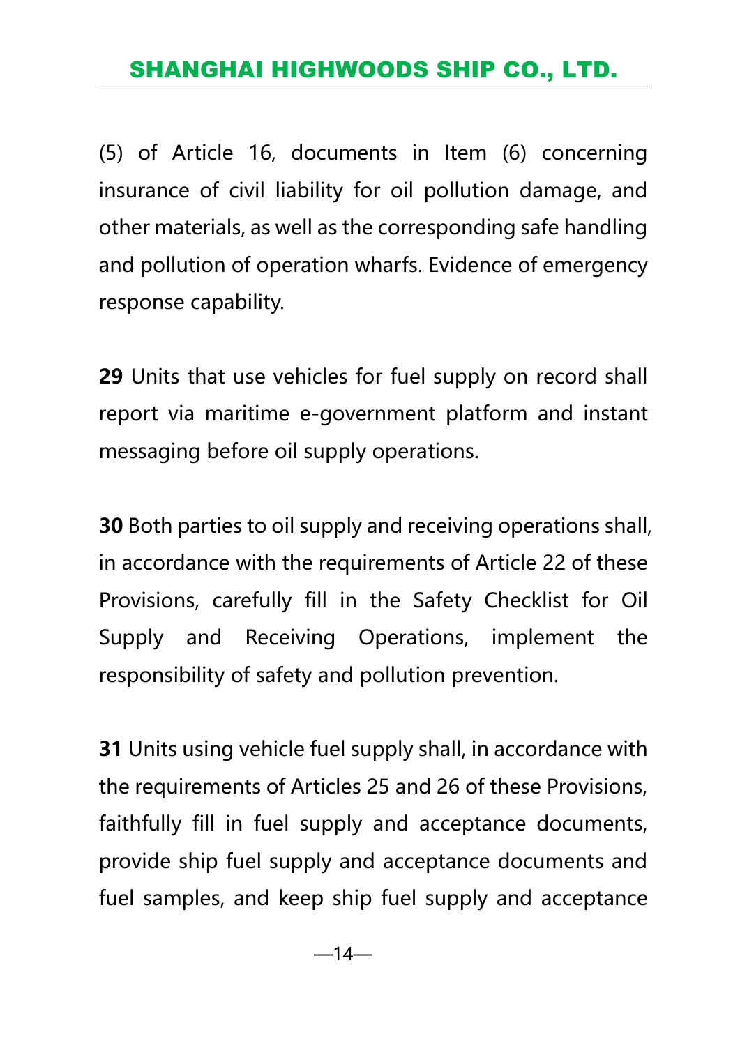(5) of Article 16, documents in Item (6) concerning insurance of civil liability for oil pollution damage, and other materials, as well as the corresponding safe handling and pollution of operation wharfs. Evidence of emergency response capability.

**29** Units that use vehicles for fuel supply on record shall report via maritime e-government platform and instant messaging before oil supply operations.

**30** Both parties to oil supply and receiving operations shall, in accordance with the requirements of Article 22 of these Provisions, carefully fill in the Safety Checklist for Oil Supply and Receiving Operations, implement the responsibility of safety and pollution prevention.

**31** Units using vehicle fuel supply shall, in accordance with the requirements of Articles 25 and 26 of these Provisions, faithfully fill in fuel supply and acceptance documents, provide ship fuel supply and acceptance documents and fuel samples, and keep ship fuel supply and acceptance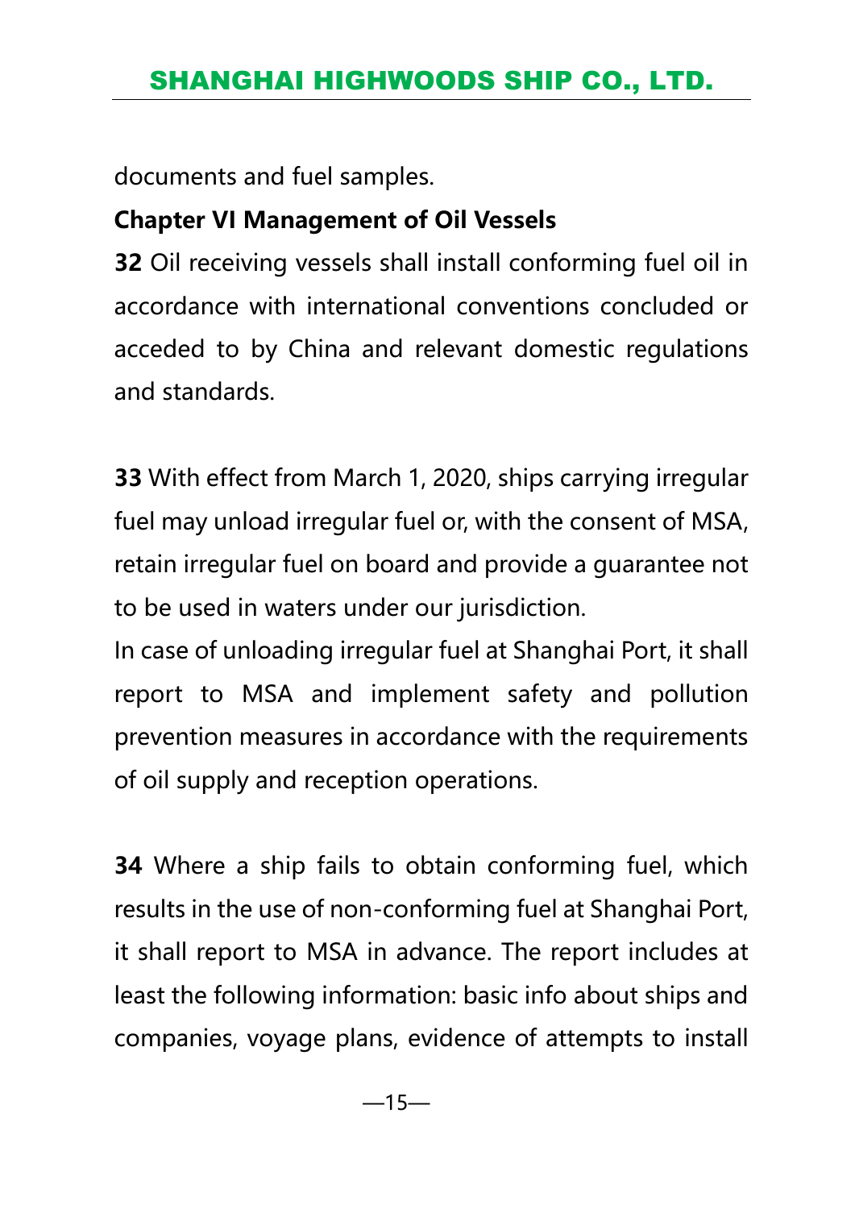documents and fuel samples.

## Chapter VI Management of Oil Vessels

**32** Oil receiving vessels shall install conforming fuel oil in accordance with international conventions concluded or acceded to by China and relevant domestic regulations and standards.

**33** With effect from March 1, 2020, ships carrying irregular fuel may unload irregular fuel or, with the consent of MSA, retain irregular fuel on board and provide a guarantee not to be used in waters under our jurisdiction.

In case of unloading irregular fuel at Shanghai Port, it shall report to MSA and implement safety and pollution prevention measures in accordance with the requirements of oil supply and reception operations.

**34** Where a ship fails to obtain conforming fuel, which results in the use of non-conforming fuel at Shanghai Port, it shall report to MSA in advance. The report includes at least the following information: basic info about ships and companies, voyage plans, evidence of attempts to install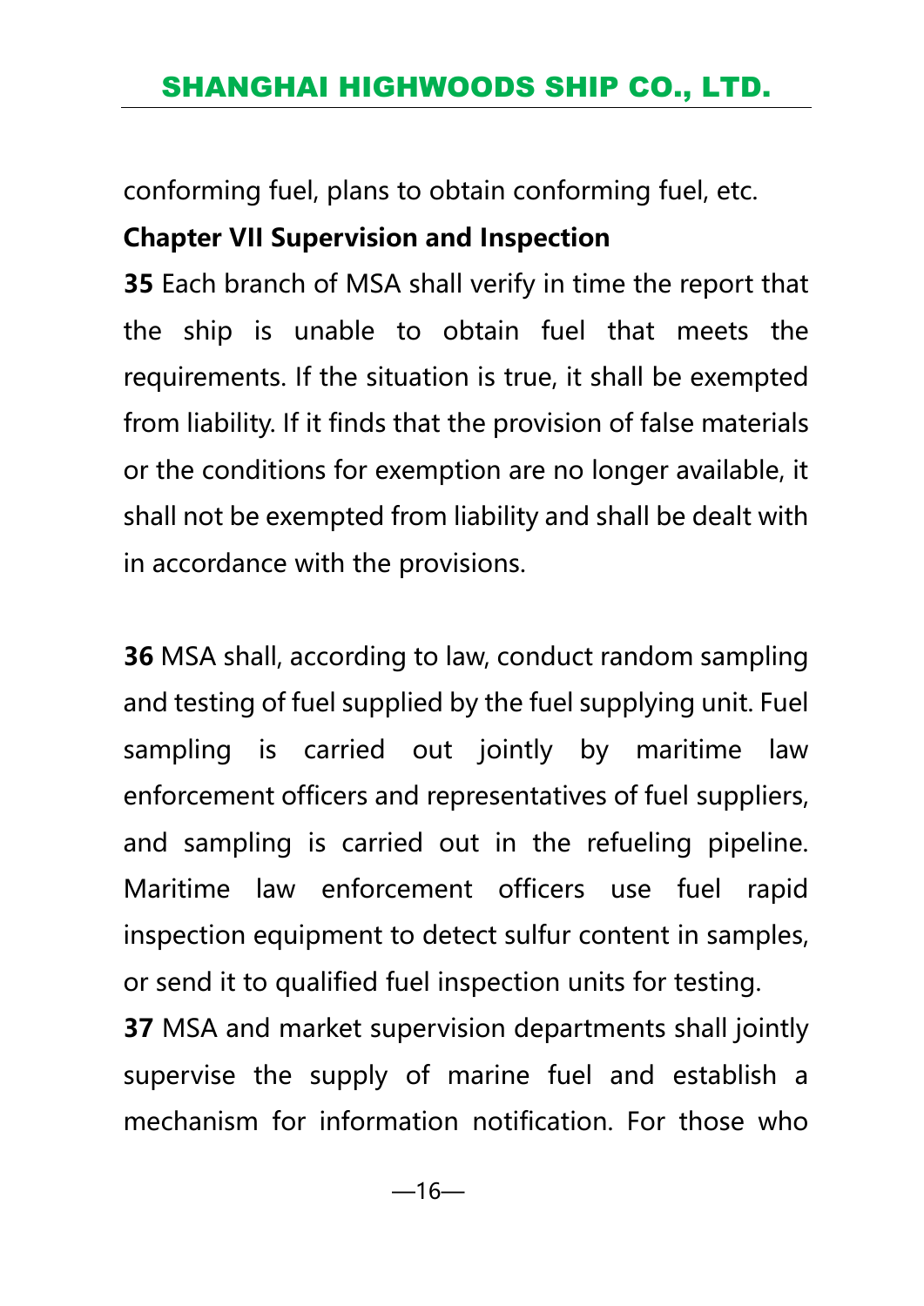conforming fuel, plans to obtain conforming fuel, etc.

## Chapter VII Supervision and Inspection

**35** Each branch of MSA shall verify in time the report that the ship is unable to obtain fuel that meets the requirements. If the situation is true, it shall be exempted from liability. If it finds that the provision of false materials or the conditions for exemption are no longer available, it shall not be exempted from liability and shall be dealt with in accordance with the provisions.

**36** MSA shall, according to law, conduct random sampling and testing of fuel supplied by the fuel supplying unit. Fuel sampling is carried out jointly by maritime law enforcement officers and representatives of fuel suppliers, and sampling is carried out in the refueling pipeline. Maritime law enforcement officers use fuel rapid inspection equipment to detect sulfur content in samples, or send it to qualified fuel inspection units for testing.

**37** MSA and market supervision departments shall jointly supervise the supply of marine fuel and establish a mechanism for information notification. For those who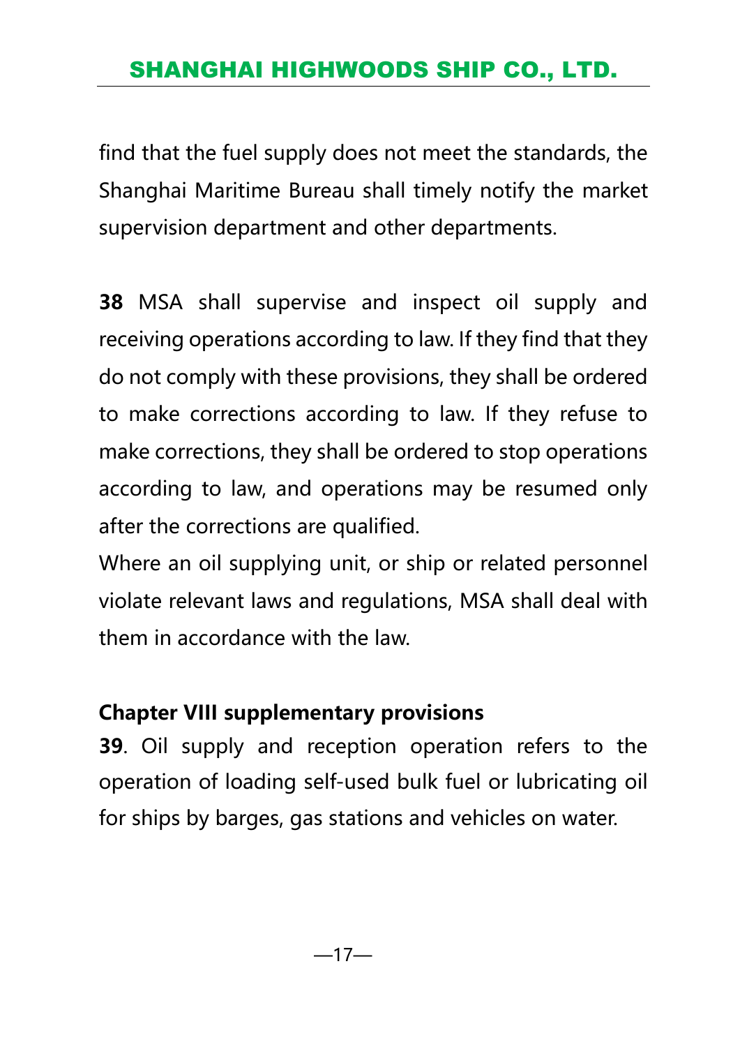find that the fuel supply does not meet the standards, the Shanghai Maritime Bureau shall timely notify the market supervision department and other departments.

**38** MSA shall supervise and inspect oil supply and receiving operations according to law. If they find that they do not comply with these provisions, they shall be ordered to make corrections according to law. If they refuse to make corrections, they shall be ordered to stop operations according to law, and operations may be resumed only after the corrections are qualified.

Where an oil supplying unit, or ship or related personnel violate relevant laws and regulations, MSA shall deal with them in accordance with the law.

## Chapter VIII supplementary provisions

**39**. Oil supply and reception operation refers to the operation of loading self-used bulk fuel or lubricating oil for ships by barges, gas stations and vehicles on water.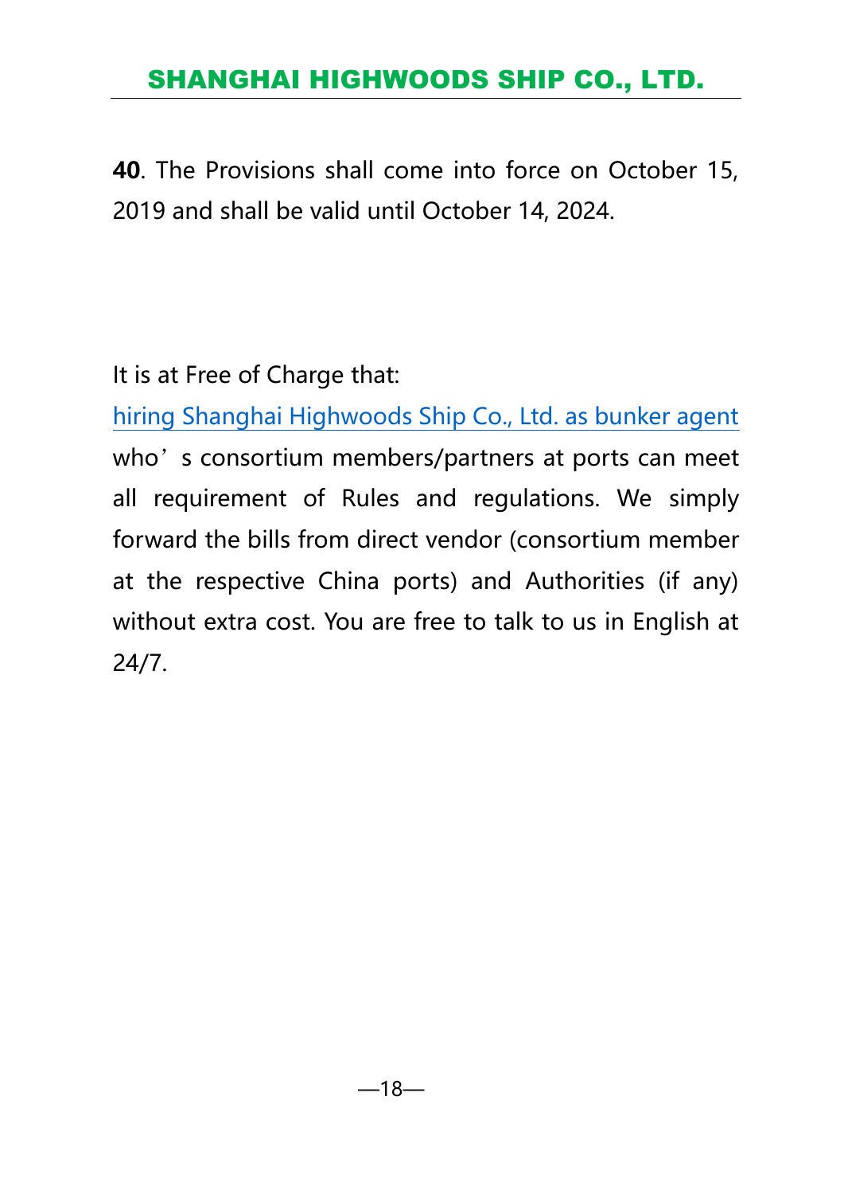**40**. The Provisions shall come into force on October 15, 2019 and shall be valid until October 14, 2024.

It is at Free of Charge that:

hiring Shanghai Highwoods Ship Co., Ltd. as bunker agent who’s consortium members/partners at ports can meet all requirement of Rules and regulations. We simply forward the bills from direct vendor (consortium member at the respective China ports) and Authorities (if any) without extra cost. You are free to talk to us in English at 24/7.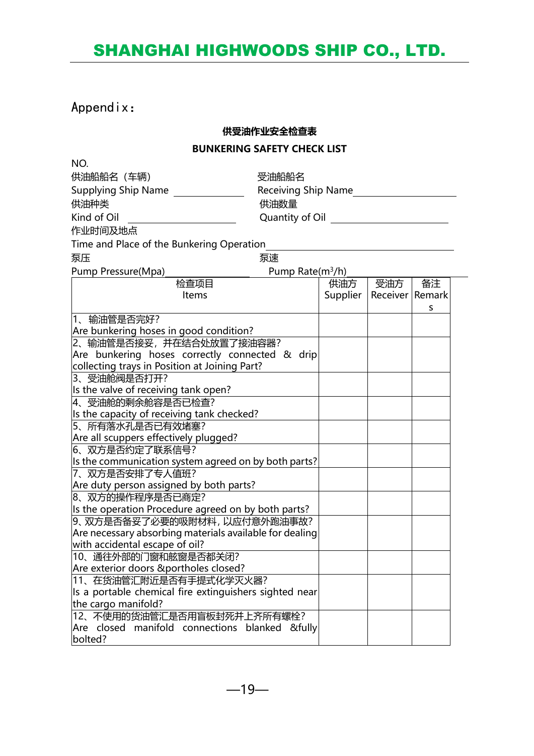Appendix：

**供受油作业安全检查表**

**BUNKERING SAFETY CHECK LIST**

NO.

供油船船名（车辆）
Supplying Ship Name ____________

受油船船名
Receiving Ship Name ____________

供油种类
Kind of Oil ____________

供油数量
Quantity of Oil ____________

作业时间及地点
Time and Place of the Bunkering Operation ____________

泵压
Pump Pressure(Mpa) ____________

泵速
Pump Rate($m^3$/h) ____________

| 检查项目 Items | 供油方 Supplier | 受油方 Receiver | 备注 Remarks |
|---|---|---|---|
| 1、输油管是否完好?<br>Are bunkering hoses in good condition? | | | |
| 2、输油管是否接妥，并在结合处放置了接油容器?<br>Are bunkering hoses correctly connected & drip collecting trays in Position at Joining Part? | | | |
| 3、受油舱阀是否打开?<br>Is the valve of receiving tank open? | | | |
| 4、受油舱的剩余舱容是否已检查?<br>Is the capacity of receiving tank checked? | | | |
| 5、所有落水孔是否已有效堵塞?<br>Are all scuppers effectively plugged? | | | |
| 6、双方是否约定了联系信号?<br>Is the communication system agreed on by both parts? | | | |
| 7、双方是否安排了专人值班?<br>Are duty person assigned by both parts? | | | |
| 8、双方的操作程序是否已商定?<br>Is the operation Procedure agreed on by both parts? | | | |
| 9、双方是否备妥了必要的吸附材料，以应付意外跑油事故?<br>Are necessary absorbing materials available for dealing with accidental escape of oil? | | | |
| 10、通往外部的门窗和舷窗是否都关闭?<br>Are exterior doors &portholes closed? | | | |
| 11、在货油管汇附近是否有手提式化学灭火器?<br>Is a portable chemical fire extinguishers sighted near the cargo manifold? | | | |
| 12、不使用的货油管汇是否用盲板封死并上齐所有螺栓?<br>Are closed manifold connections blanked &fully bolted? | | | |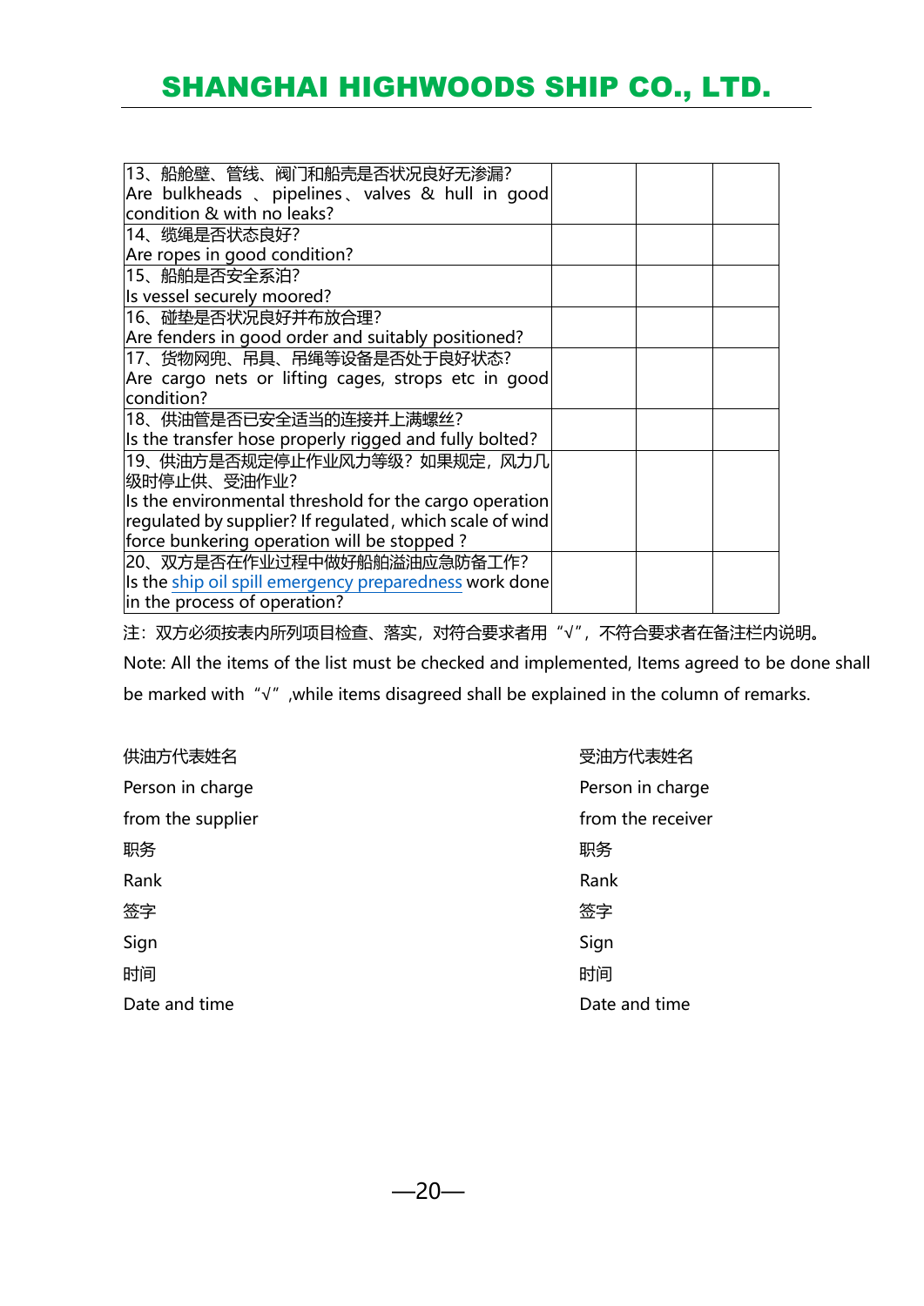| | | | |
|---|---|---|---|
| 13、船舱壁、管线、阀门和船壳是否状况良好无渗漏?<br>Are bulkheads 、pipelines、valves & hull in good condition & with no leaks? | | | |
| 14、缆绳是否状态良好?<br>Are ropes in good condition? | | | |
| 15、船舶是否安全系泊?<br>Is vessel securely moored? | | | |
| 16、碰垫是否状况良好并布放合理?<br>Are fenders in good order and suitably positioned? | | | |
| 17、货物网兜、吊具、吊绳等设备是否处于良好状态?<br>Are cargo nets or lifting cages, strops etc in good condition? | | | |
| 18、供油管是否已安全适当的连接并上满螺丝?<br>Is the transfer hose properly rigged and fully bolted? | | | |
| 19、供油方是否规定停止作业风力等级？如果规定，风力几级时停止供、受油作业?<br>Is the environmental threshold for the cargo operation regulated by supplier? If regulated，which scale of wind force bunkering operation will be stopped ? | | | |
| 20、双方是否在作业过程中做好船舶溢油应急防备工作?<br>Is the ship oil spill emergency preparedness work done in the process of operation? | | | |

注：双方必须按表内所列项目检查、落实，对符合要求者用“√”，不符合要求者在备注栏内说明。

Note: All the items of the list must be checked and implemented, Items agreed to be done shall be marked with “√” ,while items disagreed shall be explained in the column of remarks.

供油方代表姓名
Person in charge
from the supplier
职务
Rank
签字
Sign
时间
Date and time

受油方代表姓名
Person in charge
from the receiver
职务
Rank
签字
Sign
时间
Date and time